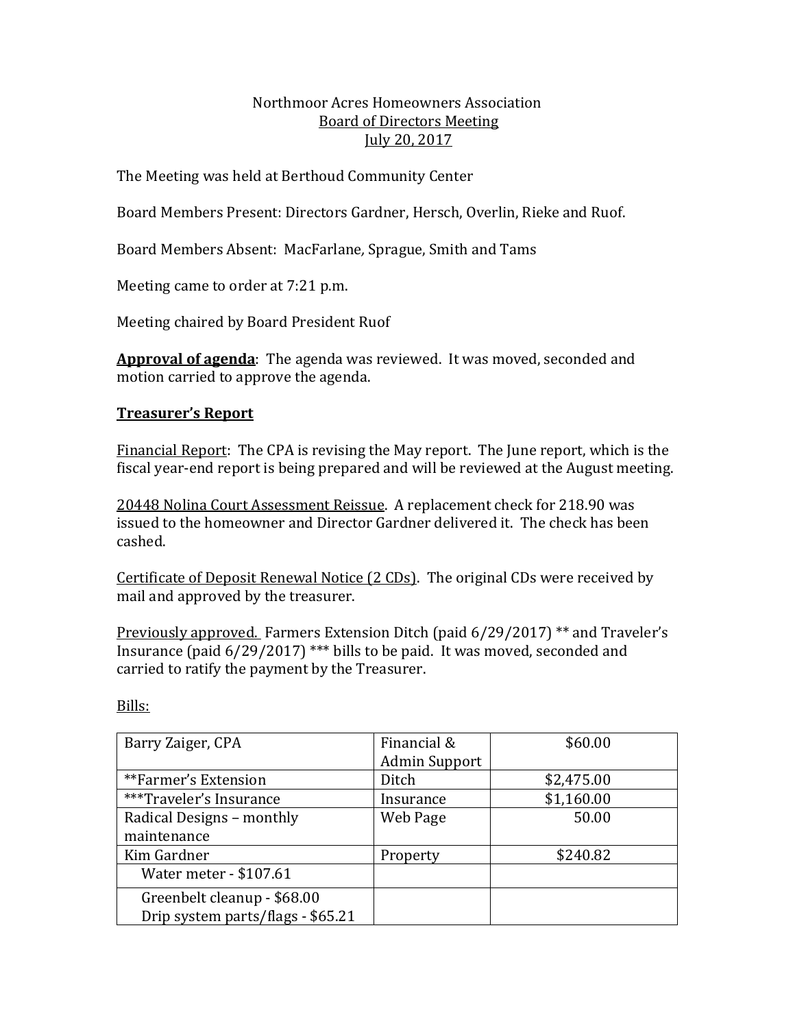Northmoor Acres Homeowners Association
Board of Directors Meeting
July 20, 2017

The Meeting was held at Berthoud Community Center

Board Members Present: Directors Gardner, Hersch, Overlin, Rieke and Ruof.

Board Members Absent: MacFarlane, Sprague, Smith and Tams

Meeting came to order at 7:21 p.m.

Meeting chaired by Board President Ruof

**Approval of agenda**: The agenda was reviewed. It was moved, seconded and motion carried to approve the agenda.

**Treasurer's Report**

Financial Report: The CPA is revising the May report. The June report, which is the fiscal year-end report is being prepared and will be reviewed at the August meeting.

20448 Nolina Court Assessment Reissue. A replacement check for 218.90 was issued to the homeowner and Director Gardner delivered it. The check has been cashed.

Certificate of Deposit Renewal Notice (2 CDs). The original CDs were received by mail and approved by the treasurer.

Previously approved. Farmers Extension Ditch (paid 6/29/2017) ** and Traveler's Insurance (paid 6/29/2017) *** bills to be paid. It was moved, seconded and carried to ratify the payment by the Treasurer.

Bills:

| Barry Zaiger, CPA | Financial & Admin Support | $60.00 |
|---|---|---|
| **Farmer's Extension | Ditch | $2,475.00 |
| ***Traveler's Insurance | Insurance | $1,160.00 |
| Radical Designs – monthly maintenance | Web Page | 50.00 |
| Kim Gardner | Property | $240.82 |
| Water meter - $107.61 | | |
| Greenbelt cleanup - $68.00<br>Drip system parts/flags - $65.21 | | |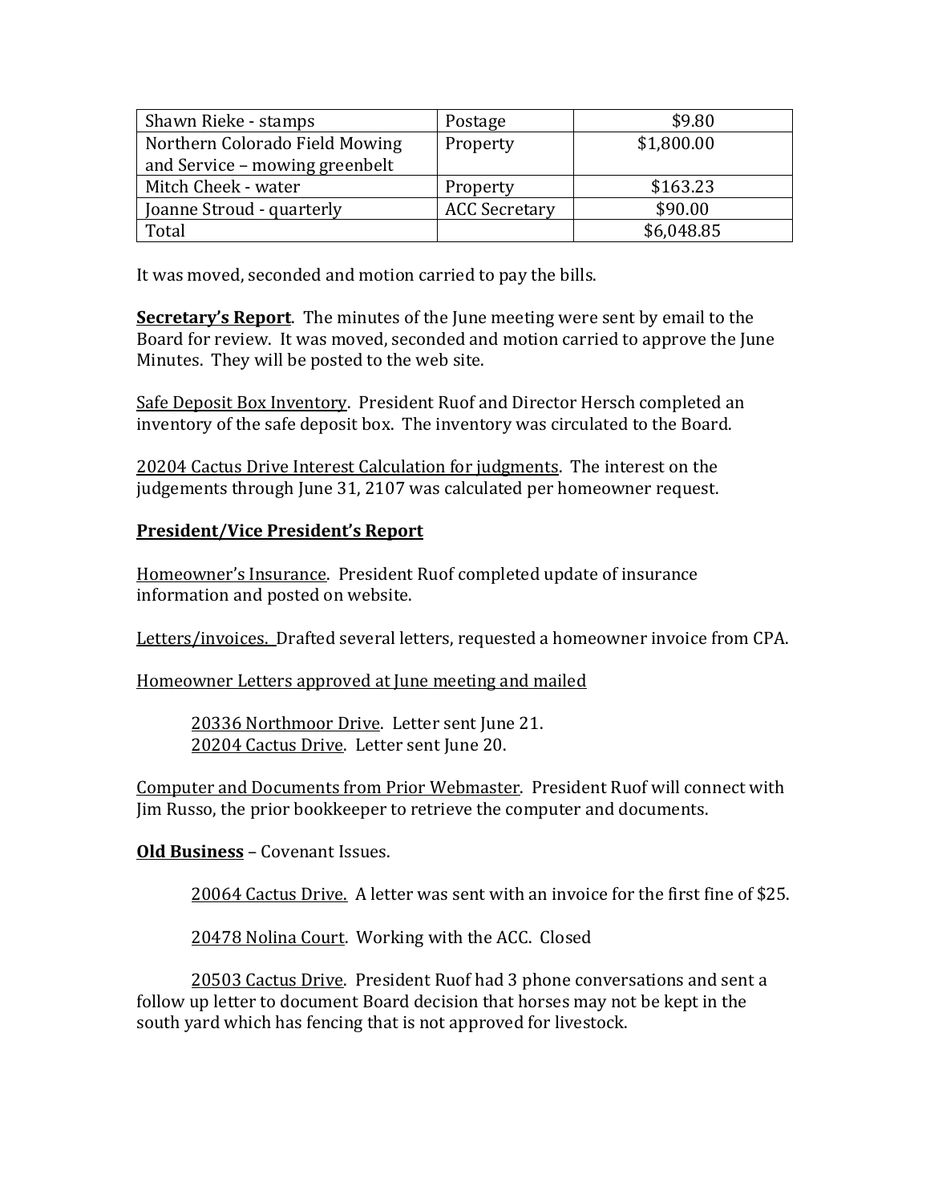| Shawn Rieke - stamps | Postage | $9.80 |
| --- | --- | --- |
| Northern Colorado Field Mowing and Service – mowing greenbelt | Property | $1,800.00 |
| Mitch Cheek - water | Property | $163.23 |
| Joanne Stroud - quarterly | ACC Secretary | $90.00 |
| Total | | $6,048.85 |

It was moved, seconded and motion carried to pay the bills.

**Secretary's Report**. The minutes of the June meeting were sent by email to the Board for review. It was moved, seconded and motion carried to approve the June Minutes. They will be posted to the web site.

Safe Deposit Box Inventory. President Ruof and Director Hersch completed an inventory of the safe deposit box. The inventory was circulated to the Board.

20204 Cactus Drive Interest Calculation for judgments. The interest on the judgements through June 31, 2107 was calculated per homeowner request.

**President/Vice President's Report**

Homeowner's Insurance. President Ruof completed update of insurance information and posted on website.

Letters/invoices. Drafted several letters, requested a homeowner invoice from CPA.

Homeowner Letters approved at June meeting and mailed

20336 Northmoor Drive. Letter sent June 21.
20204 Cactus Drive. Letter sent June 20.

Computer and Documents from Prior Webmaster. President Ruof will connect with Jim Russo, the prior bookkeeper to retrieve the computer and documents.

**Old Business** – Covenant Issues.

20064 Cactus Drive. A letter was sent with an invoice for the first fine of $25.

20478 Nolina Court. Working with the ACC. Closed

20503 Cactus Drive. President Ruof had 3 phone conversations and sent a follow up letter to document Board decision that horses may not be kept in the south yard which has fencing that is not approved for livestock.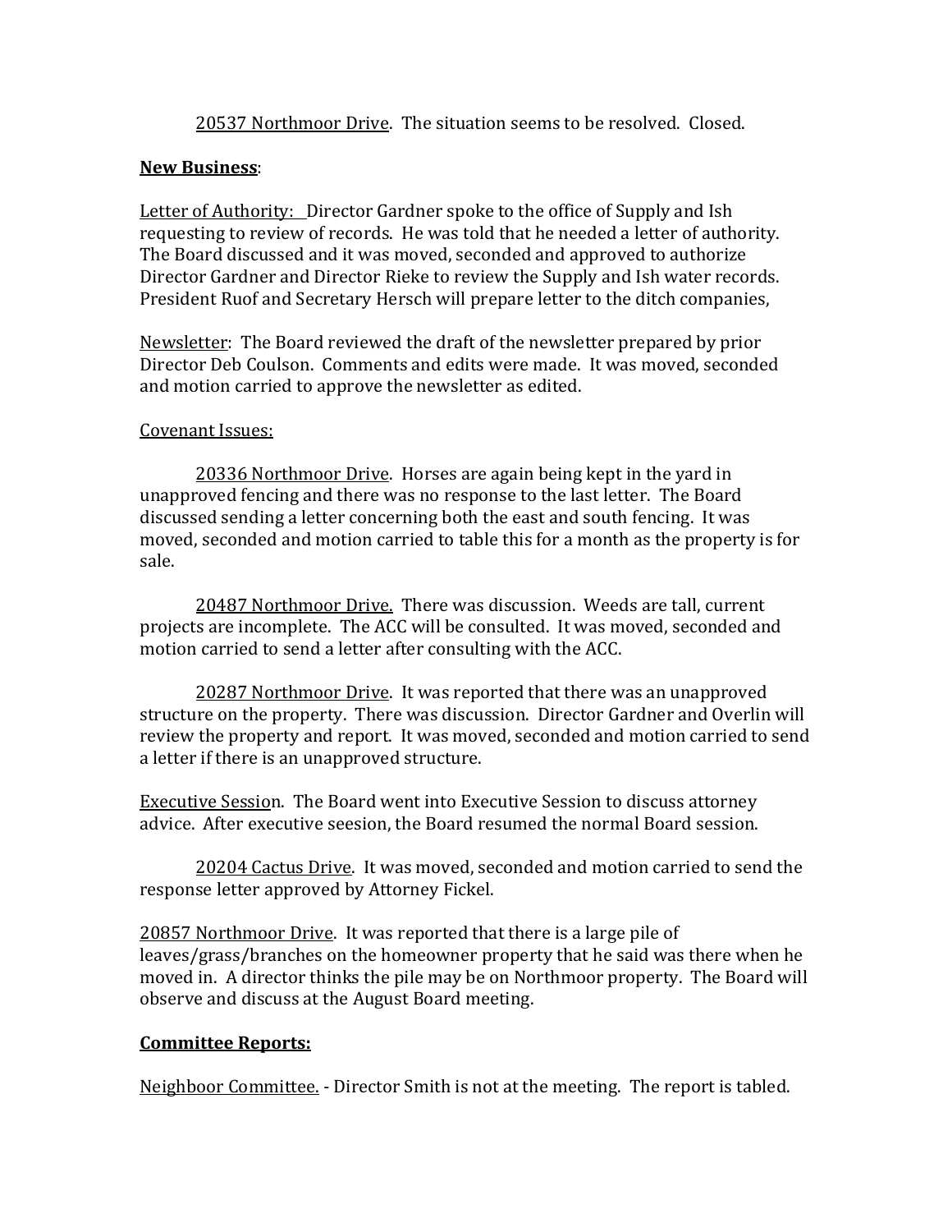20537 Northmoor Drive. The situation seems to be resolved. Closed.

**New Business**:

Letter of Authority: Director Gardner spoke to the office of Supply and Ish requesting to review of records. He was told that he needed a letter of authority. The Board discussed and it was moved, seconded and approved to authorize Director Gardner and Director Rieke to review the Supply and Ish water records. President Ruof and Secretary Hersch will prepare letter to the ditch companies,

Newsletter: The Board reviewed the draft of the newsletter prepared by prior Director Deb Coulson. Comments and edits were made. It was moved, seconded and motion carried to approve the newsletter as edited.

Covenant Issues:

20336 Northmoor Drive. Horses are again being kept in the yard in unapproved fencing and there was no response to the last letter. The Board discussed sending a letter concerning both the east and south fencing. It was moved, seconded and motion carried to table this for a month as the property is for sale.

20487 Northmoor Drive. There was discussion. Weeds are tall, current projects are incomplete. The ACC will be consulted. It was moved, seconded and motion carried to send a letter after consulting with the ACC.

20287 Northmoor Drive. It was reported that there was an unapproved structure on the property. There was discussion. Director Gardner and Overlin will review the property and report. It was moved, seconded and motion carried to send a letter if there is an unapproved structure.

Executive Session. The Board went into Executive Session to discuss attorney advice. After executive seesion, the Board resumed the normal Board session.

20204 Cactus Drive. It was moved, seconded and motion carried to send the response letter approved by Attorney Fickel.

20857 Northmoor Drive. It was reported that there is a large pile of leaves/grass/branches on the homeowner property that he said was there when he moved in. A director thinks the pile may be on Northmoor property. The Board will observe and discuss at the August Board meeting.

**Committee Reports:**

Neighboor Committee. - Director Smith is not at the meeting. The report is tabled.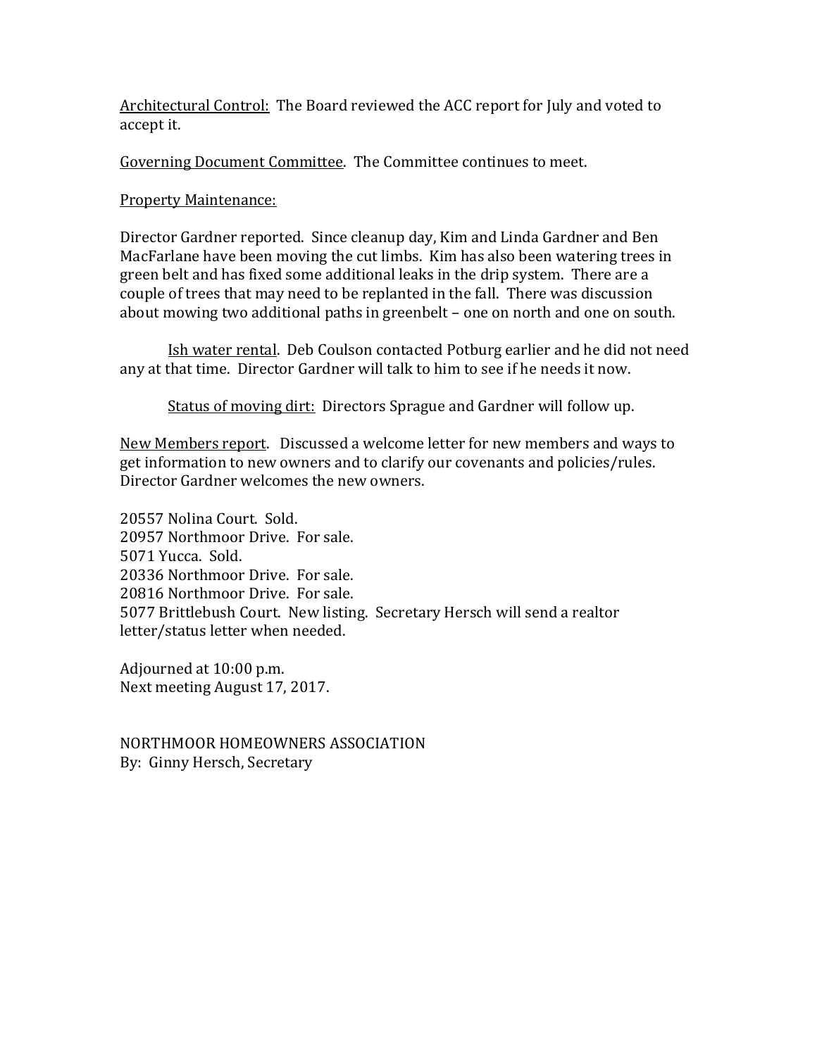Architectural Control: The Board reviewed the ACC report for July and voted to accept it.

Governing Document Committee. The Committee continues to meet.

Property Maintenance:

Director Gardner reported. Since cleanup day, Kim and Linda Gardner and Ben MacFarlane have been moving the cut limbs. Kim has also been watering trees in green belt and has fixed some additional leaks in the drip system. There are a couple of trees that may need to be replanted in the fall. There was discussion about mowing two additional paths in greenbelt – one on north and one on south.

Ish water rental. Deb Coulson contacted Potburg earlier and he did not need any at that time. Director Gardner will talk to him to see if he needs it now.

Status of moving dirt: Directors Sprague and Gardner will follow up.

New Members report. Discussed a welcome letter for new members and ways to get information to new owners and to clarify our covenants and policies/rules. Director Gardner welcomes the new owners.

20557 Nolina Court. Sold.
20957 Northmoor Drive. For sale.
5071 Yucca. Sold.
20336 Northmoor Drive. For sale.
20816 Northmoor Drive. For sale.
5077 Brittlebush Court. New listing. Secretary Hersch will send a realtor letter/status letter when needed.

Adjourned at 10:00 p.m.
Next meeting August 17, 2017.

NORTHMOOR HOMEOWNERS ASSOCIATION
By: Ginny Hersch, Secretary